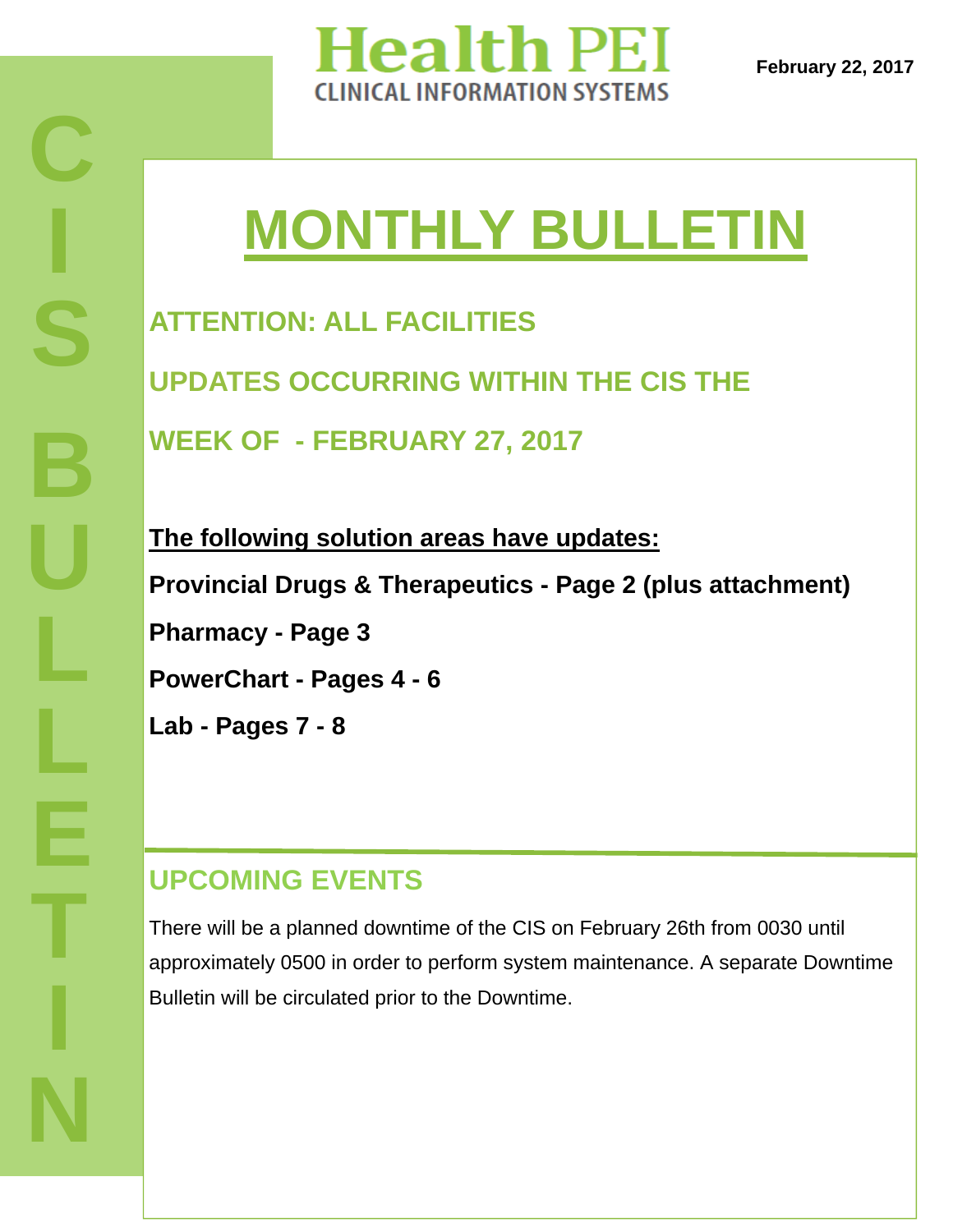Health PEI

CLINICAL INFORMATION SYSTEMS

February 22, 2017

CIS BULLETIN

# MONTHLY BULLETIN

## ATTENTION: ALL FACILITIES

## UPDATES OCCURRING WITHIN THE CIS THE WEEK OF - FEBRUARY 27, 2017

**The following solution areas have updates:**

**Provincial Drugs & Therapeutics - Page 2 (plus attachment)**

**Pharmacy - Page 3**

**PowerChart - Pages 4 - 6**

**Lab - Pages 7 - 8**

## UPCOMING EVENTS

There will be a planned downtime of the CIS on February 26th from 0030 until approximately 0500 in order to perform system maintenance. A separate Downtime Bulletin will be circulated prior to the Downtime.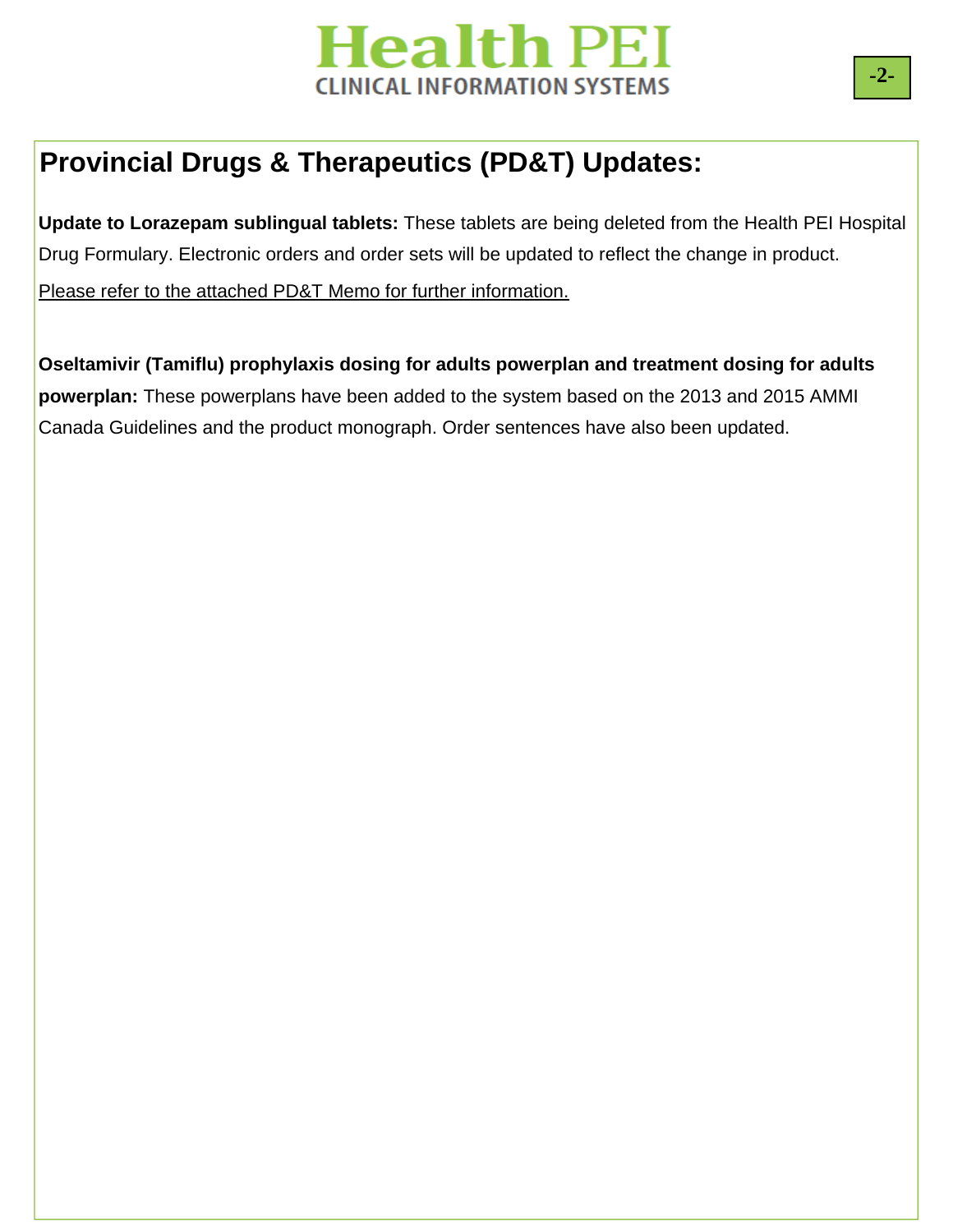# Provincial Drugs & Therapeutics (PD&T) Updates:

**Update to Lorazepam sublingual tablets:** These tablets are being deleted from the Health PEI Hospital Drug Formulary. Electronic orders and order sets will be updated to reflect the change in product.

Please refer to the attached PD&T Memo for further information.

**Oseltamivir (Tamiflu) prophylaxis dosing for adults powerplan and treatment dosing for adults powerplan:** These powerplans have been added to the system based on the 2013 and 2015 AMMI Canada Guidelines and the product monograph. Order sentences have also been updated.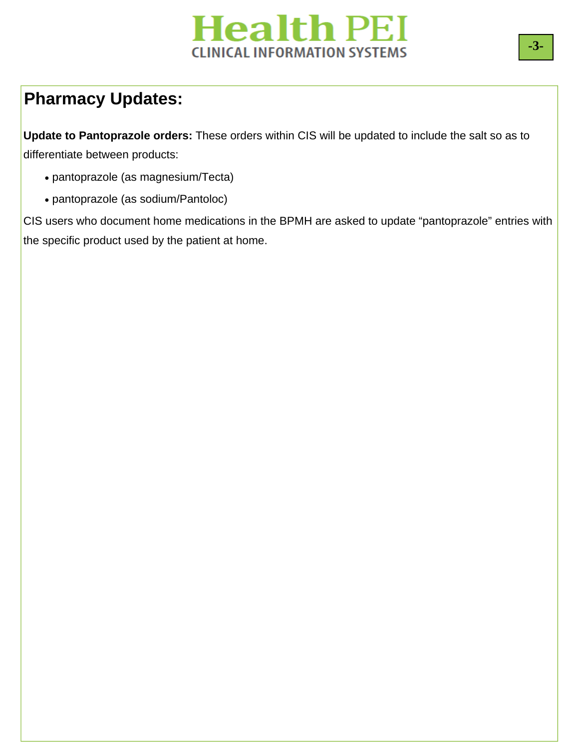## Pharmacy Updates:

**Update to Pantoprazole orders:** These orders within CIS will be updated to include the salt so as to differentiate between products:

- pantoprazole (as magnesium/Tecta)
- pantoprazole (as sodium/Pantoloc)

CIS users who document home medications in the BPMH are asked to update "pantoprazole" entries with the specific product used by the patient at home.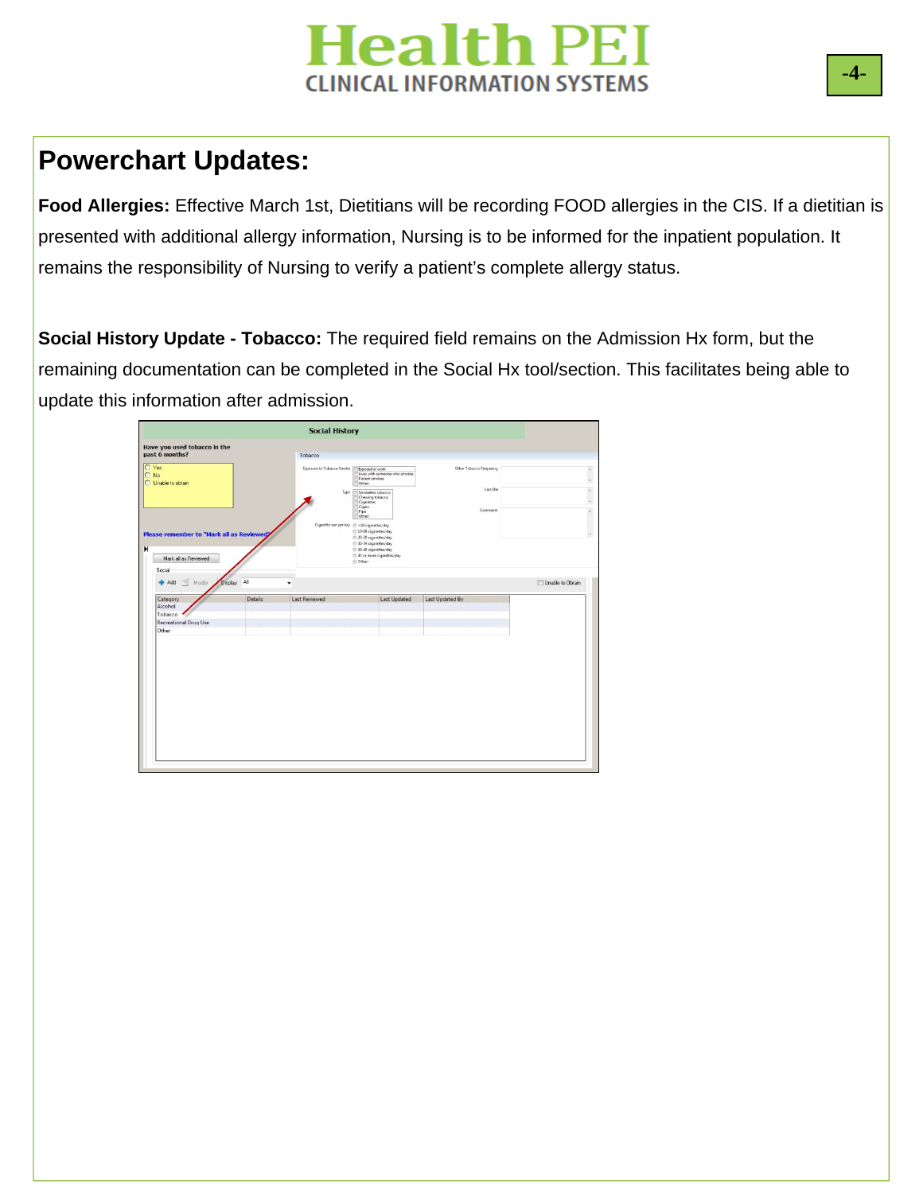## Powerchart Updates:

**Food Allergies:** Effective March 1st, Dietitians will be recording FOOD allergies in the CIS. If a dietitian is presented with additional allergy information, Nursing is to be informed for the inpatient population. It remains the responsibility of Nursing to verify a patient's complete allergy status.

**Social History Update - Tobacco:** The required field remains on the Admission Hx form, but the remaining documentation can be completed in the Social Hx tool/section. This facilitates being able to update this information after admission.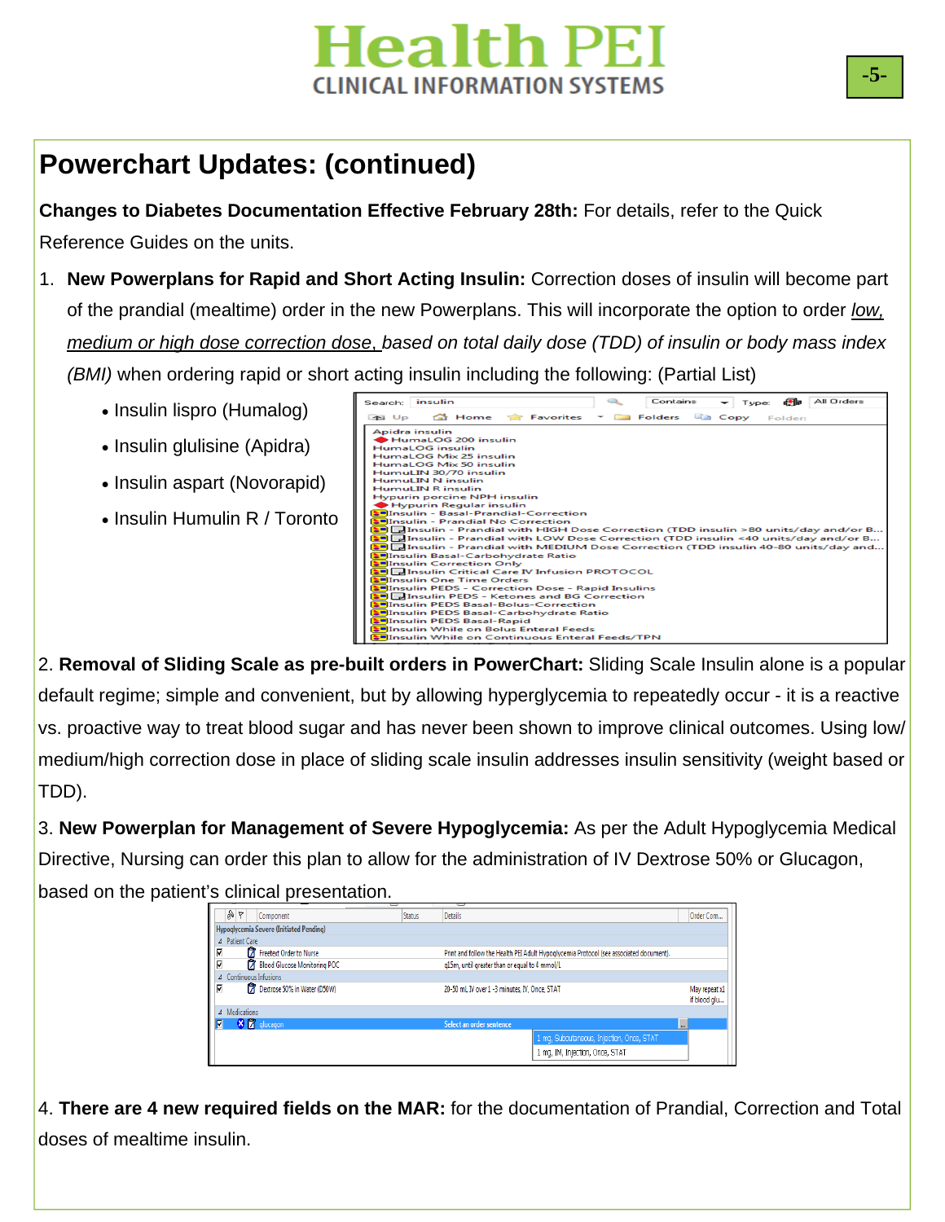## Powerchart Updates: (continued)

**Changes to Diabetes Documentation Effective February 28th:** For details, refer to the Quick Reference Guides on the units.

1. **New Powerplans for Rapid and Short Acting Insulin:** Correction doses of insulin will become part of the prandial (mealtime) order in the new Powerplans. This will incorporate the option to order *low, medium or high dose correction dose, based on total daily dose (TDD) of insulin or body mass index (BMI)* when ordering rapid or short acting insulin including the following: (Partial List)

   - Insulin lispro (Humalog)
   - Insulin glulisine (Apidra)
   - Insulin aspart (Novorapid)
   - Insulin Humulin R / Toronto

   Search: insulin | Contains | Type: All Orders

   - Apidra insulin
   - HumaLOG 200 insulin
   - HumaLOG insulin
   - HumaLOG Mix 25 insulin
   - HumaLOG Mix 50 insulin
   - HumuLIN 30/70 insulin
   - HumuLIN N insulin
   - HumuLIN R insulin
   - Hypurin porcine NPH insulin
   - Hypurin Regular insulin
   - Insulin - Basal-Prandial-Correction
   - Insulin - Prandial No Correction
   - Insulin - Prandial with HIGH Dose Correction (TDD insulin >80 units/day and/or B...
   - Insulin - Prandial with LOW Dose Correction (TDD insulin <40 units/day and/or B...
   - Insulin - Prandial with MEDIUM Dose Correction (TDD insulin 40-80 units/day and...
   - Insulin Basal-Carbohydrate Ratio
   - Insulin Correction Only
   - Insulin Critical Care IV Infusion PROTOCOL
   - Insulin One Time Orders
   - Insulin PEDS - Correction Dose - Rapid Insulins
   - Insulin PEDS - Ketones and BG Correction
   - Insulin PEDS Basal-Bolus-Correction
   - Insulin PEDS Basal-Carbohydrate Ratio
   - Insulin PEDS Basal-Rapid
   - Insulin While on Bolus Enteral Feeds
   - Insulin While on Continuous Enteral Feeds/TPN

2. **Removal of Sliding Scale as pre-built orders in PowerChart:** Sliding Scale Insulin alone is a popular default regime; simple and convenient, but by allowing hyperglycemia to repeatedly occur - it is a reactive vs. proactive way to treat blood sugar and has never been shown to improve clinical outcomes. Using low/ medium/high correction dose in place of sliding scale insulin addresses insulin sensitivity (weight based or TDD).

3. **New Powerplan for Management of Severe Hypoglycemia:** As per the Adult Hypoglycemia Medical Directive, Nursing can order this plan to allow for the administration of IV Dextrose 50% or Glucagon, based on the patient's clinical presentation.

| Component | Status | Details | Order Com... |
|---|---|---|---|
| **Hypoglycemia Severe (Initiated Pending)** | | | |
| Patient Care | | | |
| Freetext Order to Nurse | | Print and follow the Health PEI Adult Hypoglycemia Protocol (see associated document). | |
| Blood Glucose Monitoring POC | | q15m, until greater than or equal to 4 mmol/L | |
| Continuous Infusions | | | |
| Dextrose 50% in Water (D50W) | | 20-50 mL IV over 1-3 minutes, IV, Once, STAT | May repeat x1 if blood glu... |
| Medications | | | |
| glucagon | | Select an order sentence: 1 mg, Subcutaneous, Injection, Once, STAT / 1 mg, IM, Injection, Once, STAT | |

4. **There are 4 new required fields on the MAR:** for the documentation of Prandial, Correction and Total doses of mealtime insulin.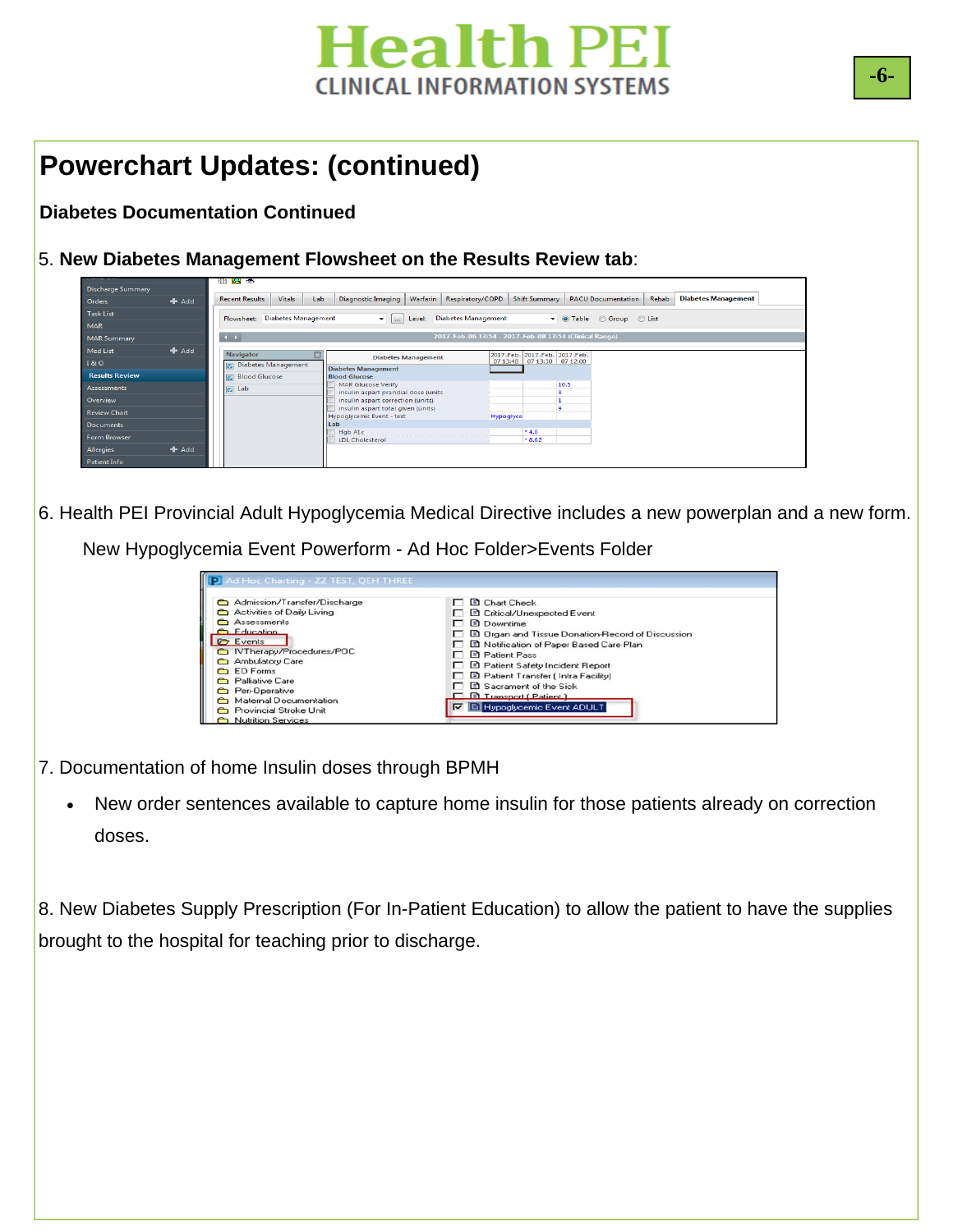# Powerchart Updates: (continued)

**Diabetes Documentation Continued**

5. **New Diabetes Management Flowsheet on the Results Review tab**:

6. Health PEI Provincial Adult Hypoglycemia Medical Directive includes a new powerplan and a new form.

   New Hypoglycemia Event Powerform - Ad Hoc Folder>Events Folder

7. Documentation of home Insulin doses through BPMH

   - New order sentences available to capture home insulin for those patients already on correction doses.

8. New Diabetes Supply Prescription (For In-Patient Education) to allow the patient to have the supplies brought to the hospital for teaching prior to discharge.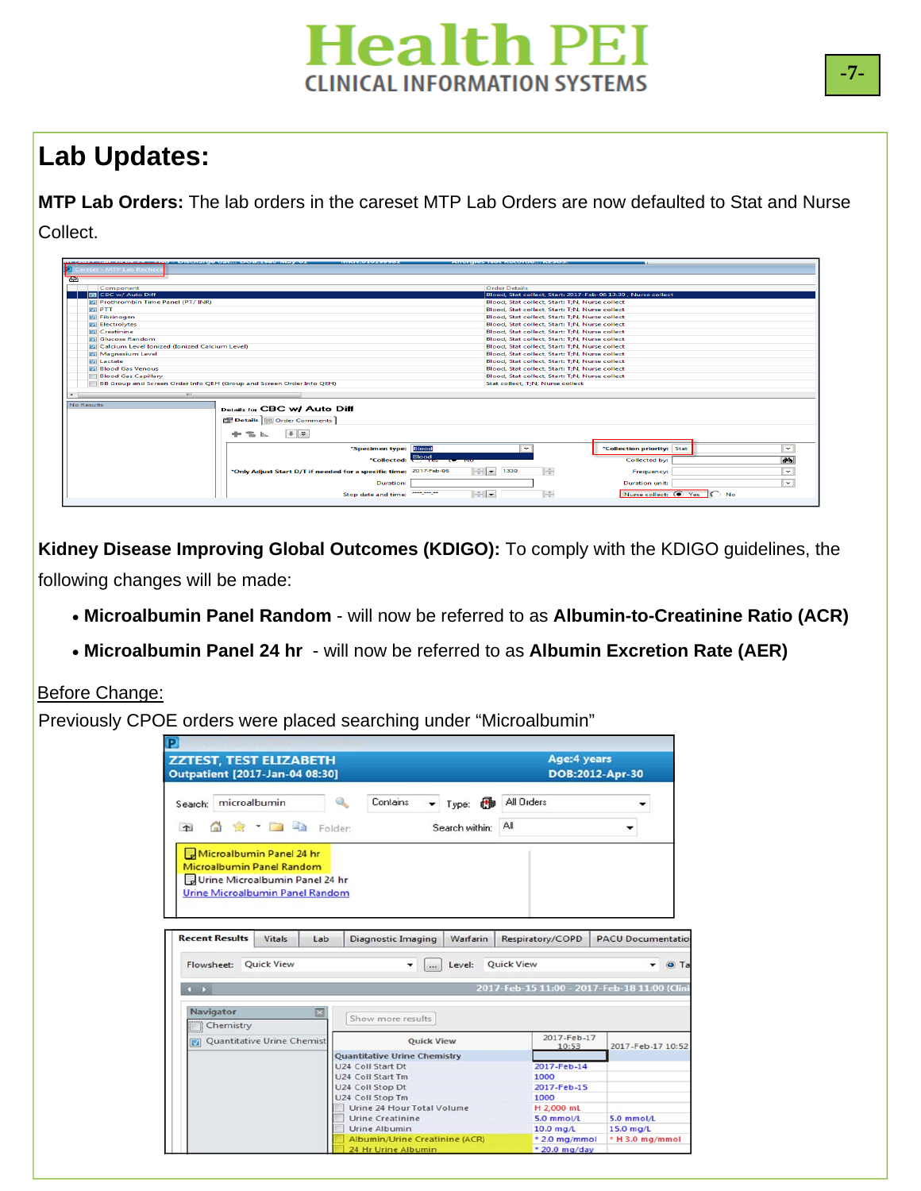# Lab Updates:

**MTP Lab Orders:** The lab orders in the careset MTP Lab Orders are now defaulted to Stat and Nurse Collect.

**Kidney Disease Improving Global Outcomes (KDIGO):** To comply with the KDIGO guidelines, the following changes will be made:

- **Microalbumin Panel Random** - will now be referred to as **Albumin-to-Creatinine Ratio (ACR)**
- **Microalbumin Panel 24 hr** - will now be referred to as **Albumin Excretion Rate (AER)**

<u>Before Change:</u>

Previously CPOE orders were placed searching under "Microalbumin"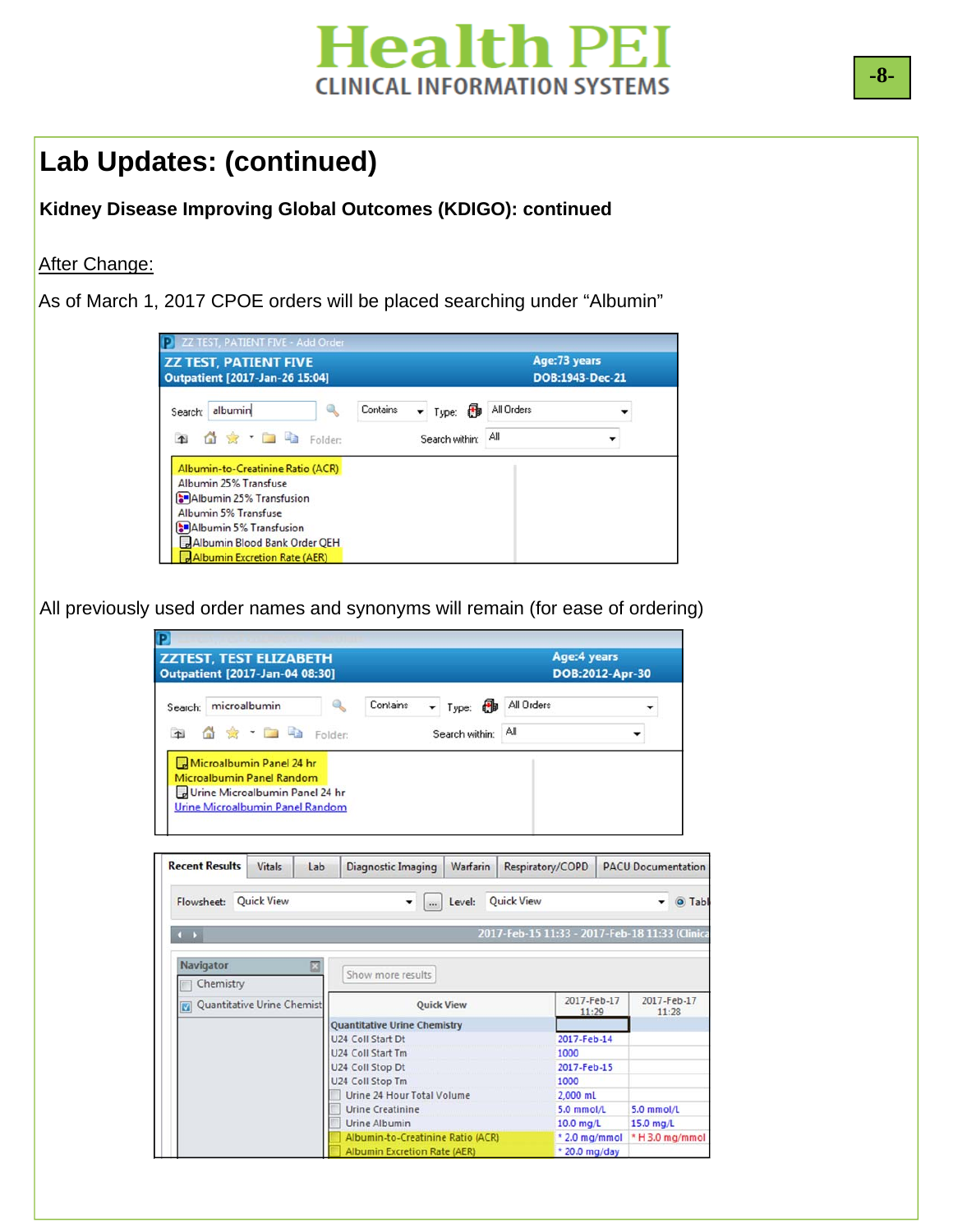# Lab Updates: (continued)

**Kidney Disease Improving Global Outcomes (KDIGO): continued**

After Change:

As of March 1, 2017 CPOE orders will be placed searching under “Albumin”

ZZ TEST, PATIENT FIVE - Add Order

ZZ TEST, PATIENT FIVE
Outpatient [2017-Jan-26 15:04]
Age:73 years
DOB:1943-Dec-21

Search: albumin | Contains | Type: All Orders
Folder: | Search within: All

- Albumin-to-Creatinine Ratio (ACR)
- Albumin 25% Transfuse
- Albumin 25% Transfusion
- Albumin 5% Transfuse
- Albumin 5% Transfusion
- Albumin Blood Bank Order QEH
- Albumin Excretion Rate (AER)

All previously used order names and synonyms will remain (for ease of ordering)

ZZTEST, TEST ELIZABETH
Outpatient [2017-Jan-04 08:30]
Age:4 years
DOB:2012-Apr-30

Search: microalbumin | Contains | Type: All Orders
Folder: | Search within: All

- Microalbumin Panel 24 hr
- Microalbumin Panel Random
- Urine Microalbumin Panel 24 hr
- Urine Microalbumin Panel Random

Recent Results | Vitals | Lab | Diagnostic Imaging | Warfarin | Respiratory/COPD | PACU Documentation

Flowsheet: Quick View | Level: Quick View

2017-Feb-15 11:33 - 2017-Feb-18 11:33

Navigator: Chemistry; Quantitative Urine Chemistry

Show more results

| Quick View | 2017-Feb-17 11:29 | 2017-Feb-17 11:28 |
|---|---|---|
| Quantitative Urine Chemistry | | |
| U24 Coll Start Dt | 2017-Feb-14 | |
| U24 Coll Start Tm | 1000 | |
| U24 Coll Stop Dt | 2017-Feb-15 | |
| U24 Coll Stop Tm | 1000 | |
| Urine 24 Hour Total Volume | 2,000 mL | |
| Urine Creatinine | 5.0 mmol/L | 5.0 mmol/L |
| Urine Albumin | 10.0 mg/L | 15.0 mg/L |
| Albumin-to-Creatinine Ratio (ACR) | * 2.0 mg/mmol | * H 3.0 mg/mmol |
| Albumin Excretion Rate (AER) | * 20.0 mg/day | |